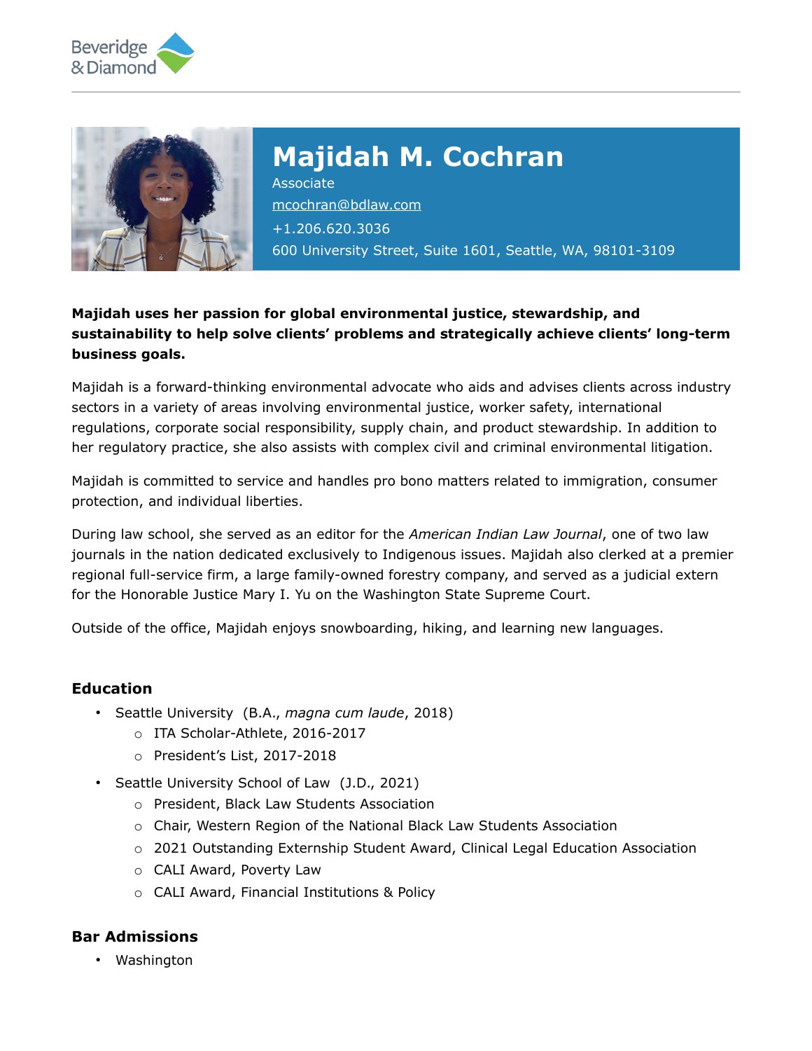Beveridge & Diamond

# Majidah M. Cochran

Associate

mcochran@bdlaw.com

+1.206.620.3036

600 University Street, Suite 1601, Seattle, WA, 98101-3109

**Majidah uses her passion for global environmental justice, stewardship, and sustainability to help solve clients' problems and strategically achieve clients' long-term business goals.**

Majidah is a forward-thinking environmental advocate who aids and advises clients across industry sectors in a variety of areas involving environmental justice, worker safety, international regulations, corporate social responsibility, supply chain, and product stewardship. In addition to her regulatory practice, she also assists with complex civil and criminal environmental litigation.

Majidah is committed to service and handles pro bono matters related to immigration, consumer protection, and individual liberties.

During law school, she served as an editor for the *American Indian Law Journal*, one of two law journals in the nation dedicated exclusively to Indigenous issues. Majidah also clerked at a premier regional full-service firm, a large family-owned forestry company, and served as a judicial extern for the Honorable Justice Mary I. Yu on the Washington State Supreme Court.

Outside of the office, Majidah enjoys snowboarding, hiking, and learning new languages.

## Education

- Seattle University (B.A., *magna cum laude*, 2018)
  - ITA Scholar-Athlete, 2016-2017
  - President's List, 2017-2018
- Seattle University School of Law (J.D., 2021)
  - President, Black Law Students Association
  - Chair, Western Region of the National Black Law Students Association
  - 2021 Outstanding Externship Student Award, Clinical Legal Education Association
  - CALI Award, Poverty Law
  - CALI Award, Financial Institutions & Policy

## Bar Admissions

- Washington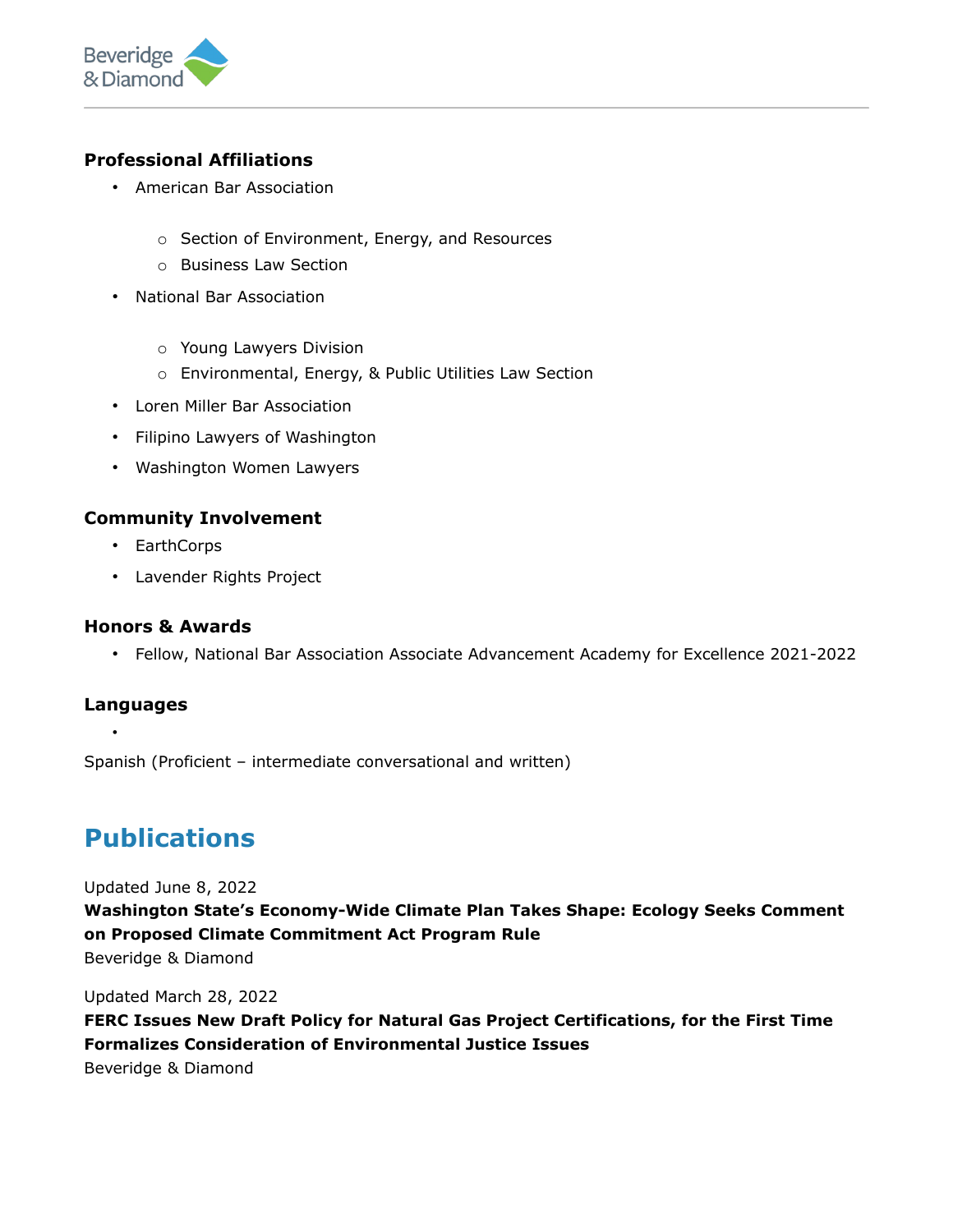### Professional Affiliations

- American Bar Association
  - Section of Environment, Energy, and Resources
  - Business Law Section
- National Bar Association
  - Young Lawyers Division
  - Environmental, Energy, & Public Utilities Law Section
- Loren Miller Bar Association
- Filipino Lawyers of Washington
- Washington Women Lawyers

### Community Involvement

- EarthCorps
- Lavender Rights Project

### Honors & Awards

- Fellow, National Bar Association Associate Advancement Academy for Excellence 2021-2022

### Languages

- Spanish (Proficient – intermediate conversational and written)

## Publications

Updated June 8, 2022

**Washington State's Economy-Wide Climate Plan Takes Shape: Ecology Seeks Comment on Proposed Climate Commitment Act Program Rule**

Beveridge & Diamond

Updated March 28, 2022

**FERC Issues New Draft Policy for Natural Gas Project Certifications, for the First Time Formalizes Consideration of Environmental Justice Issues**

Beveridge & Diamond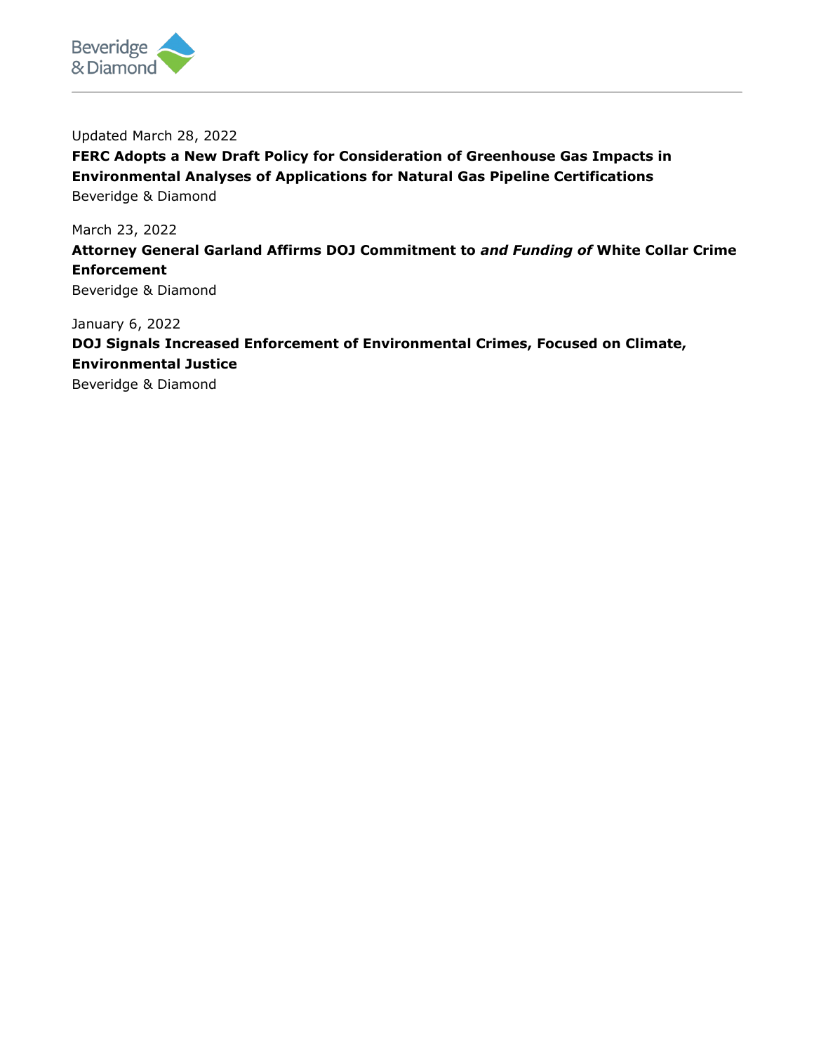Updated March 28, 2022

**FERC Adopts a New Draft Policy for Consideration of Greenhouse Gas Impacts in Environmental Analyses of Applications for Natural Gas Pipeline Certifications**

Beveridge & Diamond

March 23, 2022

**Attorney General Garland Affirms DOJ Commitment to *and Funding of* White Collar Crime Enforcement**

Beveridge & Diamond

January 6, 2022

**DOJ Signals Increased Enforcement of Environmental Crimes, Focused on Climate, Environmental Justice**

Beveridge & Diamond